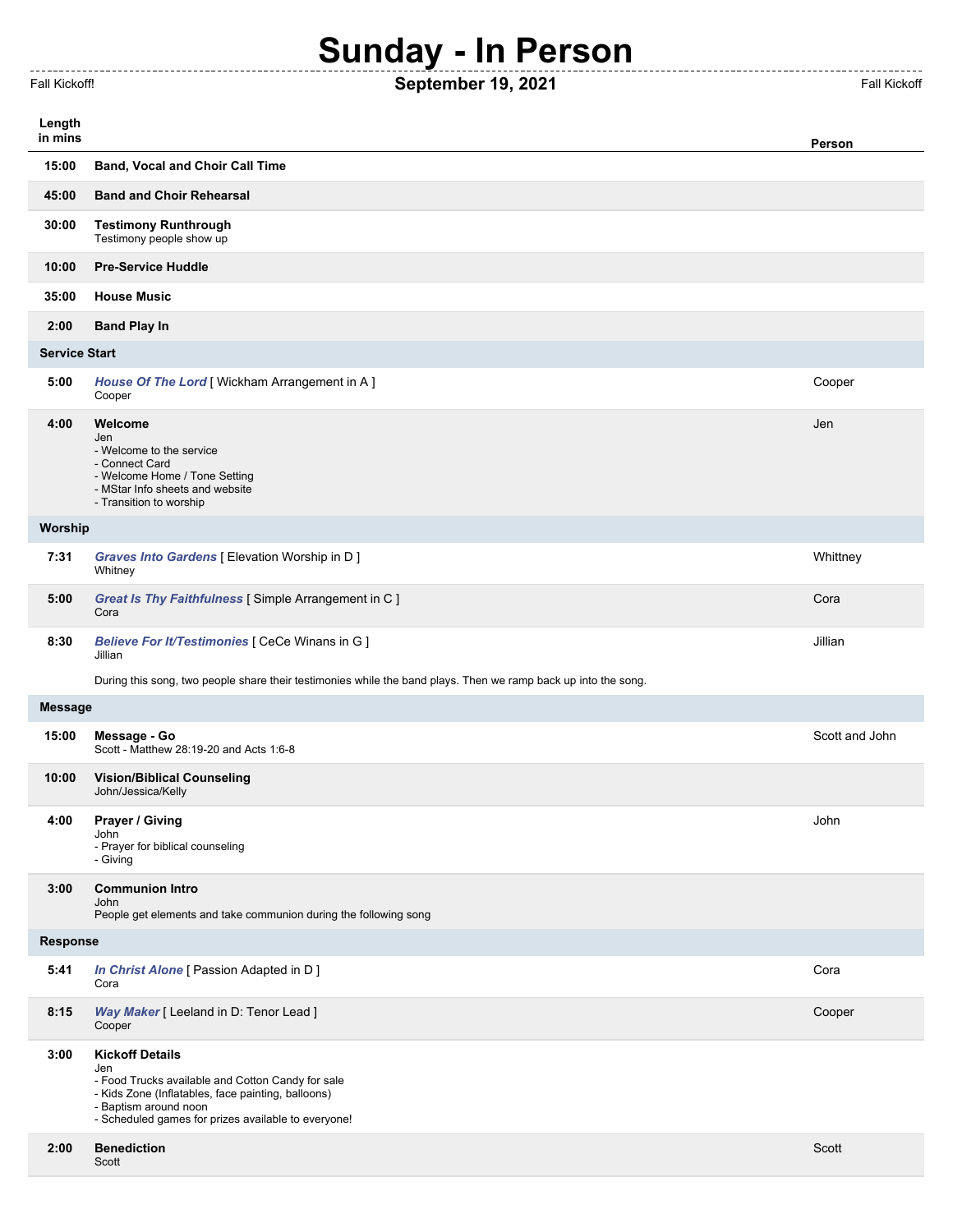# Sunday - In Person

Fall Kickoff!

## September 19, 2021

Fall Kickoff

| Length in mins | | Person |
|---|---|---|
| 15:00 | **Band, Vocal and Choir Call Time** | |
| 45:00 | **Band and Choir Rehearsal** | |
| 30:00 | **Testimony Runthrough**<br>Testimony people show up | |
| 10:00 | **Pre-Service Huddle** | |
| 35:00 | **House Music** | |
| 2:00 | **Band Play In** | |
| **Service Start** | | |
| 5:00 | ***House Of The Lord*** [ Wickham Arrangement in A ]<br>Cooper | Cooper |
| 4:00 | **Welcome**<br>Jen<br>- Welcome to the service<br>- Connect Card<br>- Welcome Home / Tone Setting<br>- MStar Info sheets and website<br>- Transition to worship | Jen |
| **Worship** | | |
| 7:31 | ***Graves Into Gardens*** [ Elevation Worship in D ]<br>Whittney | Whittney |
| 5:00 | ***Great Is Thy Faithfulness*** [ Simple Arrangement in C ]<br>Cora | Cora |
| 8:30 | ***Believe For It/Testimonies*** [ CeCe Winans in G ]<br>Jillian<br><br>During this song, two people share their testimonies while the band plays. Then we ramp back up into the song. | Jillian |
| **Message** | | |
| 15:00 | **Message - Go**<br>Scott - Matthew 28:19-20 and Acts 1:6-8 | Scott and John |
| 10:00 | **Vision/Biblical Counseling**<br>John/Jessica/Kelly | |
| 4:00 | **Prayer / Giving**<br>John<br>- Prayer for biblical counseling<br>- Giving | John |
| 3:00 | **Communion Intro**<br>John<br>People get elements and take communion during the following song | |
| **Response** | | |
| 5:41 | ***In Christ Alone*** [ Passion Adapted in D ]<br>Cora | Cora |
| 8:15 | ***Way Maker*** [ Leeland in D: Tenor Lead ]<br>Cooper | Cooper |
| 3:00 | **Kickoff Details**<br>Jen<br>- Food Trucks available and Cotton Candy for sale<br>- Kids Zone (Inflatables, face painting, balloons)<br>- Baptism around noon<br>- Scheduled games for prizes available to everyone! | |
| 2:00 | **Benediction**<br>Scott | Scott |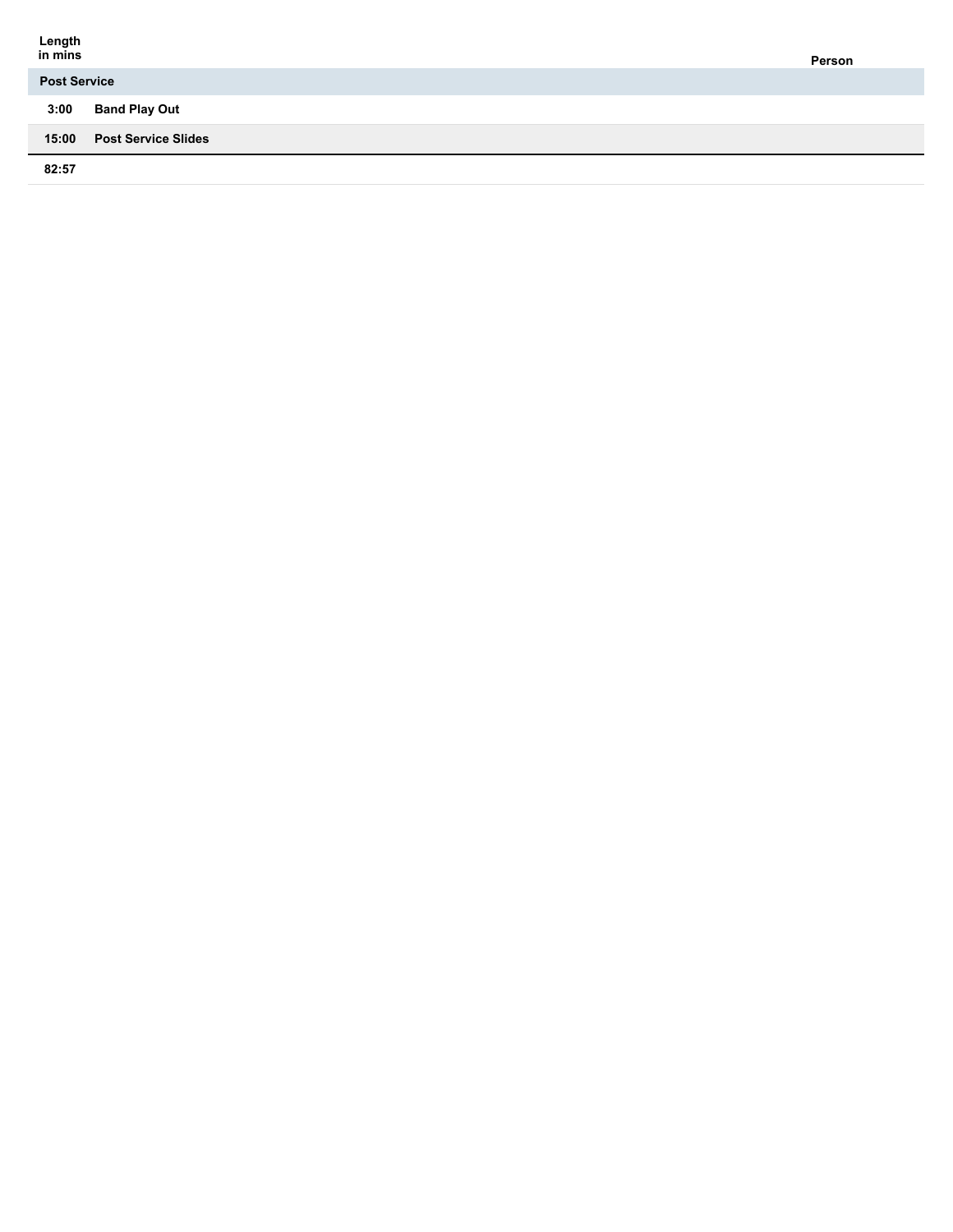| Length in mins | | Person |
|---|---|---|
| **Post Service** | | |
| **3:00** | **Band Play Out** | |
| **15:00** | **Post Service Slides** | |
| **82:57** | | |